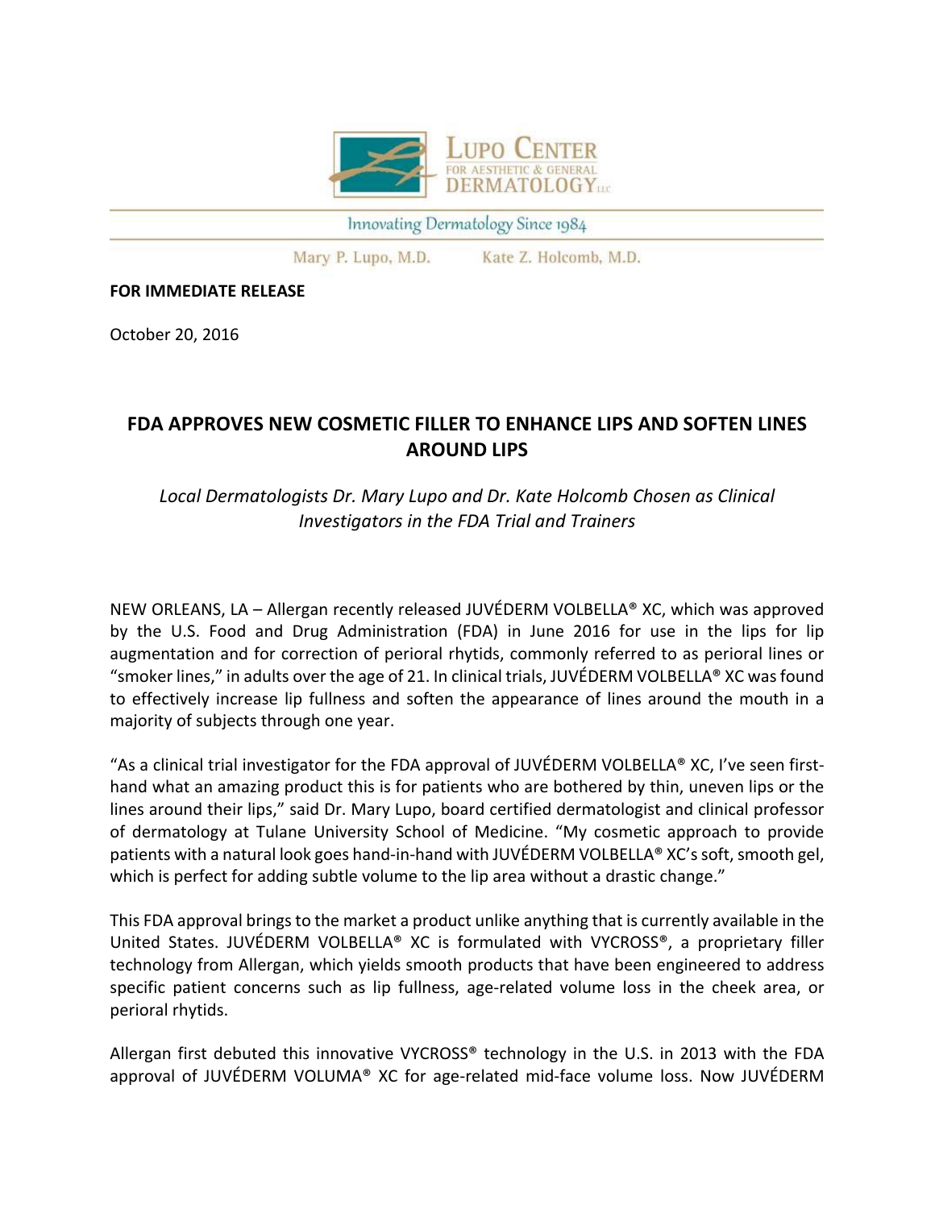LUPO CENTER FOR AESTHETIC & GENERAL DERMATOLOGY LLC

Innovating Dermatology Since 1984

Mary P. Lupo, M.D. Kate Z. Holcomb, M.D.

**FOR IMMEDIATE RELEASE**

October 20, 2016

# FDA APPROVES NEW COSMETIC FILLER TO ENHANCE LIPS AND SOFTEN LINES AROUND LIPS

*Local Dermatologists Dr. Mary Lupo and Dr. Kate Holcomb Chosen as Clinical Investigators in the FDA Trial and Trainers*

NEW ORLEANS, LA – Allergan recently released JUVÉDERM VOLBELLA® XC, which was approved by the U.S. Food and Drug Administration (FDA) in June 2016 for use in the lips for lip augmentation and for correction of perioral rhytids, commonly referred to as perioral lines or "smoker lines," in adults over the age of 21. In clinical trials, JUVÉDERM VOLBELLA® XC was found to effectively increase lip fullness and soften the appearance of lines around the mouth in a majority of subjects through one year.

"As a clinical trial investigator for the FDA approval of JUVÉDERM VOLBELLA® XC, I've seen first-hand what an amazing product this is for patients who are bothered by thin, uneven lips or the lines around their lips," said Dr. Mary Lupo, board certified dermatologist and clinical professor of dermatology at Tulane University School of Medicine. "My cosmetic approach to provide patients with a natural look goes hand-in-hand with JUVÉDERM VOLBELLA® XC's soft, smooth gel, which is perfect for adding subtle volume to the lip area without a drastic change."

This FDA approval brings to the market a product unlike anything that is currently available in the United States. JUVÉDERM VOLBELLA® XC is formulated with VYCROSS®, a proprietary filler technology from Allergan, which yields smooth products that have been engineered to address specific patient concerns such as lip fullness, age-related volume loss in the cheek area, or perioral rhytids.

Allergan first debuted this innovative VYCROSS® technology in the U.S. in 2013 with the FDA approval of JUVÉDERM VOLUMA® XC for age-related mid-face volume loss. Now JUVÉDERM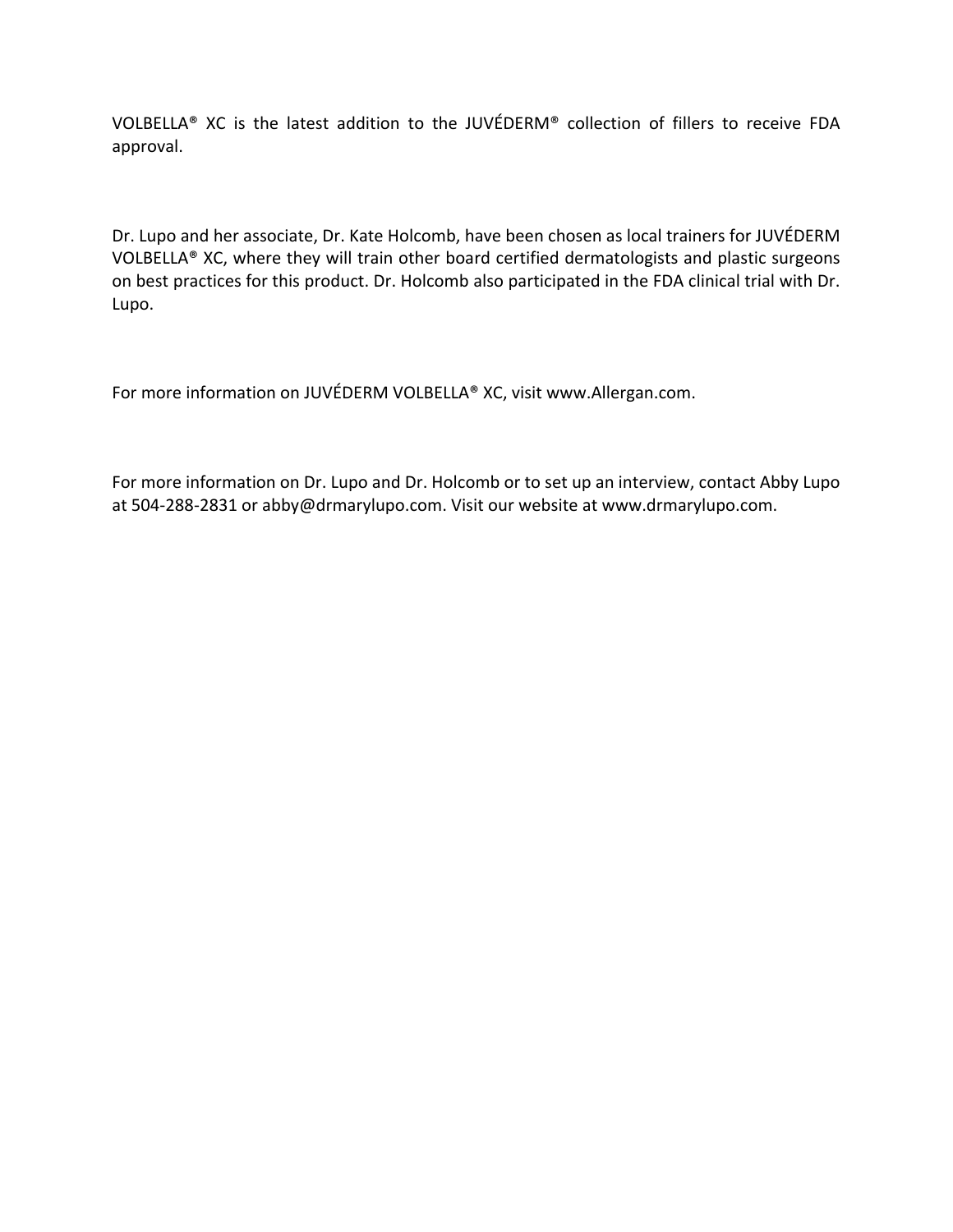VOLBELLA® XC is the latest addition to the JUVÉDERM® collection of fillers to receive FDA approval.

Dr. Lupo and her associate, Dr. Kate Holcomb, have been chosen as local trainers for JUVÉDERM VOLBELLA® XC, where they will train other board certified dermatologists and plastic surgeons on best practices for this product. Dr. Holcomb also participated in the FDA clinical trial with Dr. Lupo.

For more information on JUVÉDERM VOLBELLA® XC, visit www.Allergan.com.

For more information on Dr. Lupo and Dr. Holcomb or to set up an interview, contact Abby Lupo at 504-288-2831 or abby@drmarylupo.com. Visit our website at www.drmarylupo.com.